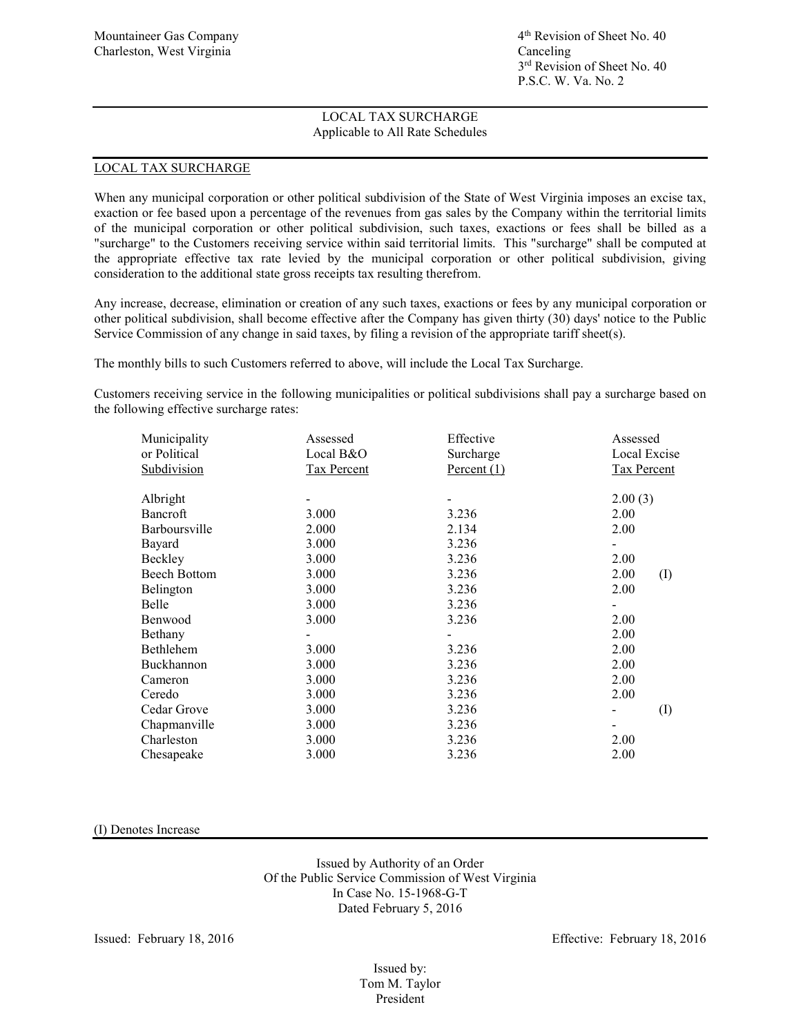Mountaineer Gas Company
Charleston, West Virginia

4th Revision of Sheet No. 40
Canceling
3rd Revision of Sheet No. 40
P.S.C. W. Va. No. 2

LOCAL TAX SURCHARGE
Applicable to All Rate Schedules

LOCAL TAX SURCHARGE

When any municipal corporation or other political subdivision of the State of West Virginia imposes an excise tax, exaction or fee based upon a percentage of the revenues from gas sales by the Company within the territorial limits of the municipal corporation or other political subdivision, such taxes, exactions or fees shall be billed as a "surcharge" to the Customers receiving service within said territorial limits. This "surcharge" shall be computed at the appropriate effective tax rate levied by the municipal corporation or other political subdivision, giving consideration to the additional state gross receipts tax resulting therefrom.

Any increase, decrease, elimination or creation of any such taxes, exactions or fees by any municipal corporation or other political subdivision, shall become effective after the Company has given thirty (30) days' notice to the Public Service Commission of any change in said taxes, by filing a revision of the appropriate tariff sheet(s).

The monthly bills to such Customers referred to above, will include the Local Tax Surcharge.

Customers receiving service in the following municipalities or political subdivisions shall pay a surcharge based on the following effective surcharge rates:

| Municipality or Political Subdivision | Assessed Local B&O Tax Percent | Effective Surcharge Percent (1) | Assessed Local Excise Tax Percent | |
|---|---|---|---|---|
| Albright | - | - | 2.00 (3) | |
| Bancroft | 3.000 | 3.236 | 2.00 | |
| Barboursville | 2.000 | 2.134 | 2.00 | |
| Bayard | 3.000 | 3.236 | - | |
| Beckley | 3.000 | 3.236 | 2.00 | |
| Beech Bottom | 3.000 | 3.236 | 2.00 | (I) |
| Belington | 3.000 | 3.236 | 2.00 | |
| Belle | 3.000 | 3.236 | - | |
| Benwood | 3.000 | 3.236 | 2.00 | |
| Bethany | - | - | 2.00 | |
| Bethlehem | 3.000 | 3.236 | 2.00 | |
| Buckhannon | 3.000 | 3.236 | 2.00 | |
| Cameron | 3.000 | 3.236 | 2.00 | |
| Ceredo | 3.000 | 3.236 | 2.00 | |
| Cedar Grove | 3.000 | 3.236 | - | (I) |
| Chapmanville | 3.000 | 3.236 | - | |
| Charleston | 3.000 | 3.236 | 2.00 | |
| Chesapeake | 3.000 | 3.236 | 2.00 | |

(I) Denotes Increase

Issued by Authority of an Order
Of the Public Service Commission of West Virginia
In Case No. 15-1968-G-T
Dated February 5, 2016

Issued: February 18, 2016

Effective: February 18, 2016

Issued by:
Tom M. Taylor
President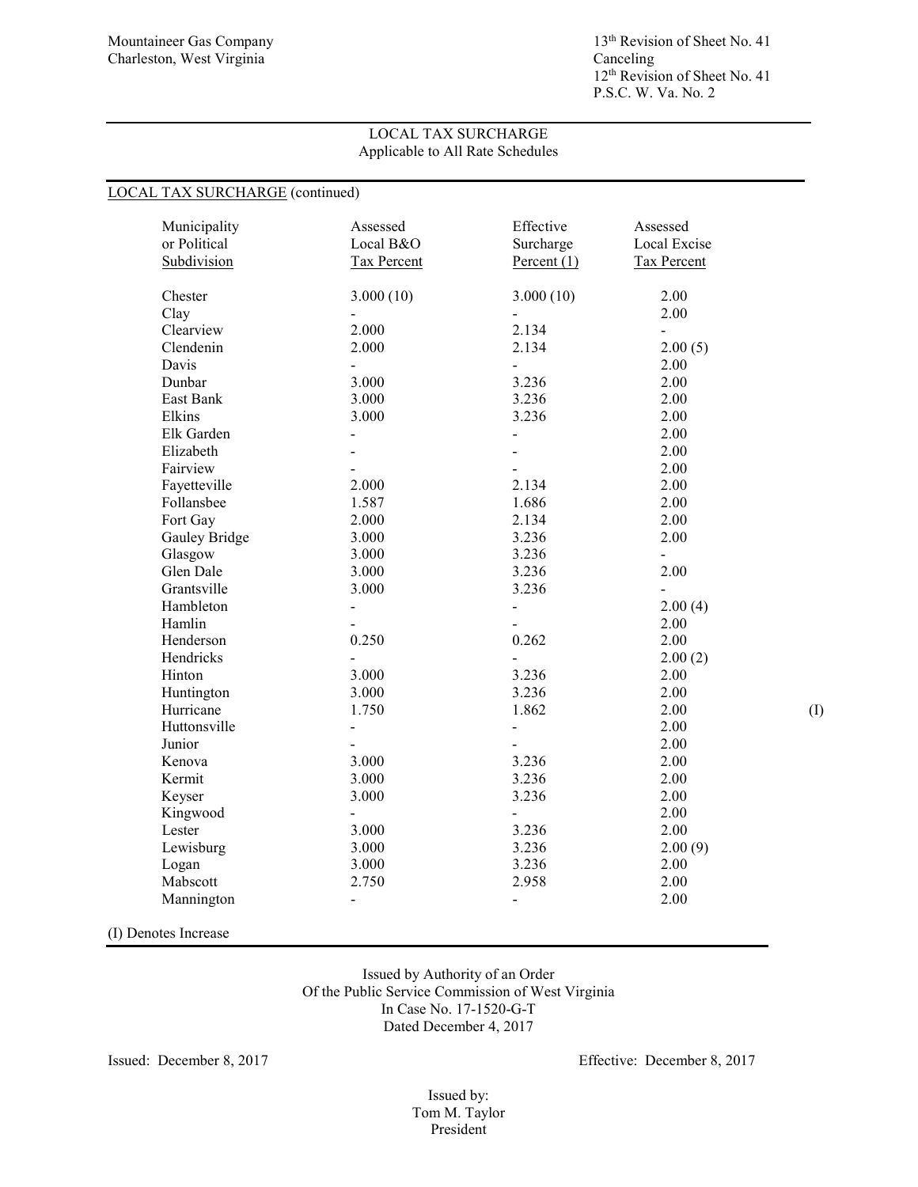Mountaineer Gas Company
Charleston, West Virginia

13th Revision of Sheet No. 41
Canceling
12th Revision of Sheet No. 41
P.S.C. W. Va. No. 2

LOCAL TAX SURCHARGE
Applicable to All Rate Schedules

LOCAL TAX SURCHARGE (continued)

| Municipality or Political Subdivision | Assessed Local B&O Tax Percent | Effective Surcharge Percent (1) | Assessed Local Excise Tax Percent | |
|---|---|---|---|---|
| Chester | 3.000 (10) | 3.000 (10) | 2.00 | |
| Clay | - | - | 2.00 | |
| Clearview | 2.000 | 2.134 | - | |
| Clendenin | 2.000 | 2.134 | 2.00 (5) | |
| Davis | - | - | 2.00 | |
| Dunbar | 3.000 | 3.236 | 2.00 | |
| East Bank | 3.000 | 3.236 | 2.00 | |
| Elkins | 3.000 | 3.236 | 2.00 | |
| Elk Garden | - | - | 2.00 | |
| Elizabeth | - | - | 2.00 | |
| Fairview | - | - | 2.00 | |
| Fayetteville | 2.000 | 2.134 | 2.00 | |
| Follansbee | 1.587 | 1.686 | 2.00 | |
| Fort Gay | 2.000 | 2.134 | 2.00 | |
| Gauley Bridge | 3.000 | 3.236 | 2.00 | |
| Glasgow | 3.000 | 3.236 | - | |
| Glen Dale | 3.000 | 3.236 | 2.00 | |
| Grantsville | 3.000 | 3.236 | - | |
| Hambleton | - | - | 2.00 (4) | |
| Hamlin | - | - | 2.00 | |
| Henderson | 0.250 | 0.262 | 2.00 | |
| Hendricks | - | - | 2.00 (2) | |
| Hinton | 3.000 | 3.236 | 2.00 | |
| Huntington | 3.000 | 3.236 | 2.00 | |
| Hurricane | 1.750 | 1.862 | 2.00 | (I) |
| Huttonsville | - | - | 2.00 | |
| Junior | - | - | 2.00 | |
| Kenova | 3.000 | 3.236 | 2.00 | |
| Kermit | 3.000 | 3.236 | 2.00 | |
| Keyser | 3.000 | 3.236 | 2.00 | |
| Kingwood | - | - | 2.00 | |
| Lester | 3.000 | 3.236 | 2.00 | |
| Lewisburg | 3.000 | 3.236 | 2.00 (9) | |
| Logan | 3.000 | 3.236 | 2.00 | |
| Mabscott | 2.750 | 2.958 | 2.00 | |
| Mannington | - | - | 2.00 | |

(I) Denotes Increase

Issued by Authority of an Order
Of the Public Service Commission of West Virginia
In Case No. 17-1520-G-T
Dated December 4, 2017

Issued: December 8, 2017

Effective: December 8, 2017

Issued by:
Tom M. Taylor
President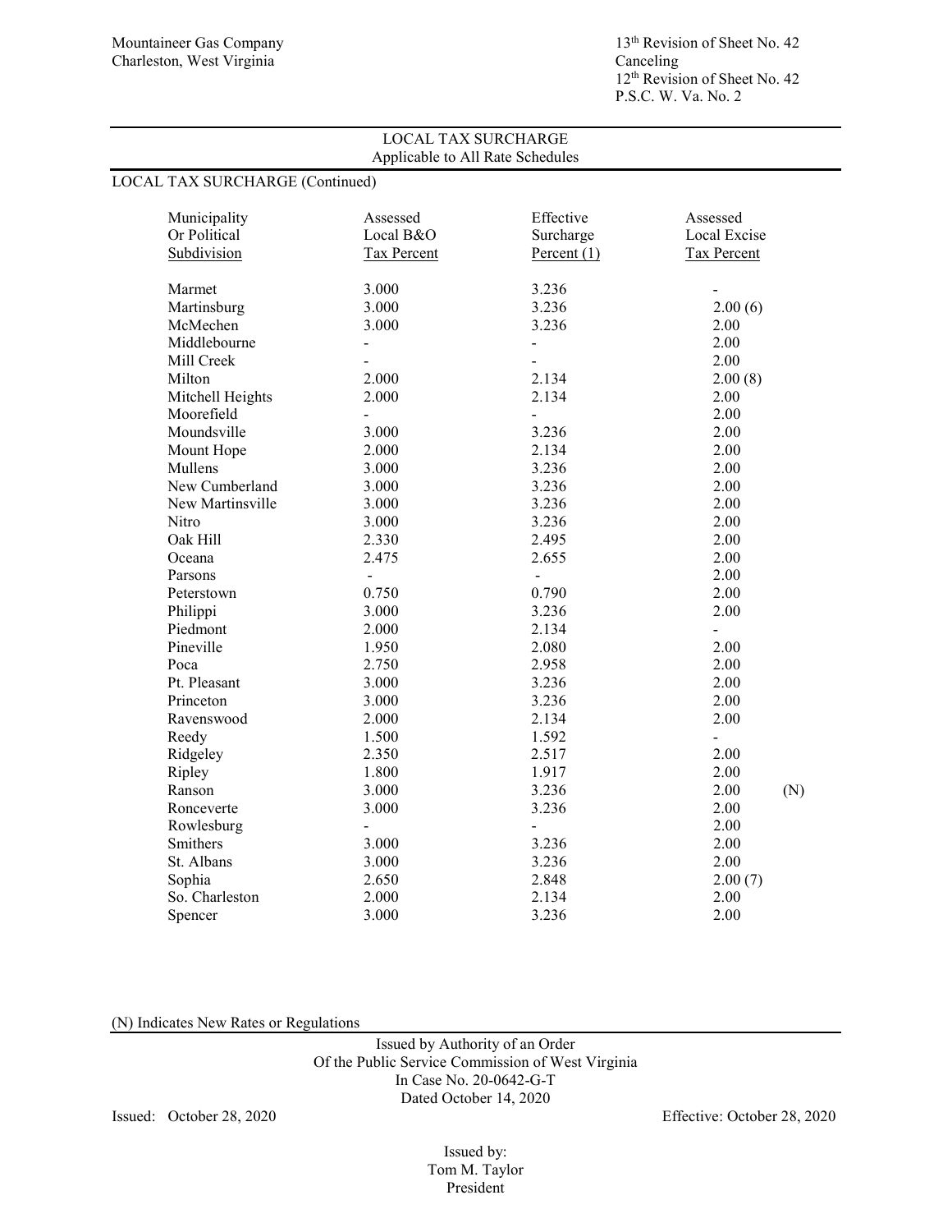Mountaineer Gas Company
Charleston, West Virginia

13th Revision of Sheet No. 42
Canceling
12th Revision of Sheet No. 42
P.S.C. W. Va. No. 2

LOCAL TAX SURCHARGE
Applicable to All Rate Schedules

LOCAL TAX SURCHARGE (Continued)

| Municipality Or Political Subdivision | Assessed Local B&O Tax Percent | Effective Surcharge Percent (1) | Assessed Local Excise Tax Percent | |
|---|---|---|---|---|
| Marmet | 3.000 | 3.236 | - | |
| Martinsburg | 3.000 | 3.236 | 2.00 (6) | |
| McMechen | 3.000 | 3.236 | 2.00 | |
| Middlebourne | - | - | 2.00 | |
| Mill Creek | - | - | 2.00 | |
| Milton | 2.000 | 2.134 | 2.00 (8) | |
| Mitchell Heights | 2.000 | 2.134 | 2.00 | |
| Moorefield | - | - | 2.00 | |
| Moundsville | 3.000 | 3.236 | 2.00 | |
| Mount Hope | 2.000 | 2.134 | 2.00 | |
| Mullens | 3.000 | 3.236 | 2.00 | |
| New Cumberland | 3.000 | 3.236 | 2.00 | |
| New Martinsville | 3.000 | 3.236 | 2.00 | |
| Nitro | 3.000 | 3.236 | 2.00 | |
| Oak Hill | 2.330 | 2.495 | 2.00 | |
| Oceana | 2.475 | 2.655 | 2.00 | |
| Parsons | - | - | 2.00 | |
| Peterstown | 0.750 | 0.790 | 2.00 | |
| Philippi | 3.000 | 3.236 | 2.00 | |
| Piedmont | 2.000 | 2.134 | - | |
| Pineville | 1.950 | 2.080 | 2.00 | |
| Poca | 2.750 | 2.958 | 2.00 | |
| Pt. Pleasant | 3.000 | 3.236 | 2.00 | |
| Princeton | 3.000 | 3.236 | 2.00 | |
| Ravenswood | 2.000 | 2.134 | 2.00 | |
| Reedy | 1.500 | 1.592 | - | |
| Ridgeley | 2.350 | 2.517 | 2.00 | |
| Ripley | 1.800 | 1.917 | 2.00 | |
| Ranson | 3.000 | 3.236 | 2.00 | (N) |
| Ronceverte | 3.000 | 3.236 | 2.00 | |
| Rowlesburg | - | - | 2.00 | |
| Smithers | 3.000 | 3.236 | 2.00 | |
| St. Albans | 3.000 | 3.236 | 2.00 | |
| Sophia | 2.650 | 2.848 | 2.00 (7) | |
| So. Charleston | 2.000 | 2.134 | 2.00 | |
| Spencer | 3.000 | 3.236 | 2.00 | |

(N) Indicates New Rates or Regulations

Issued by Authority of an Order
Of the Public Service Commission of West Virginia
In Case No. 20-0642-G-T
Dated October 14, 2020

Issued: October 28, 2020

Effective: October 28, 2020

Issued by:
Tom M. Taylor
President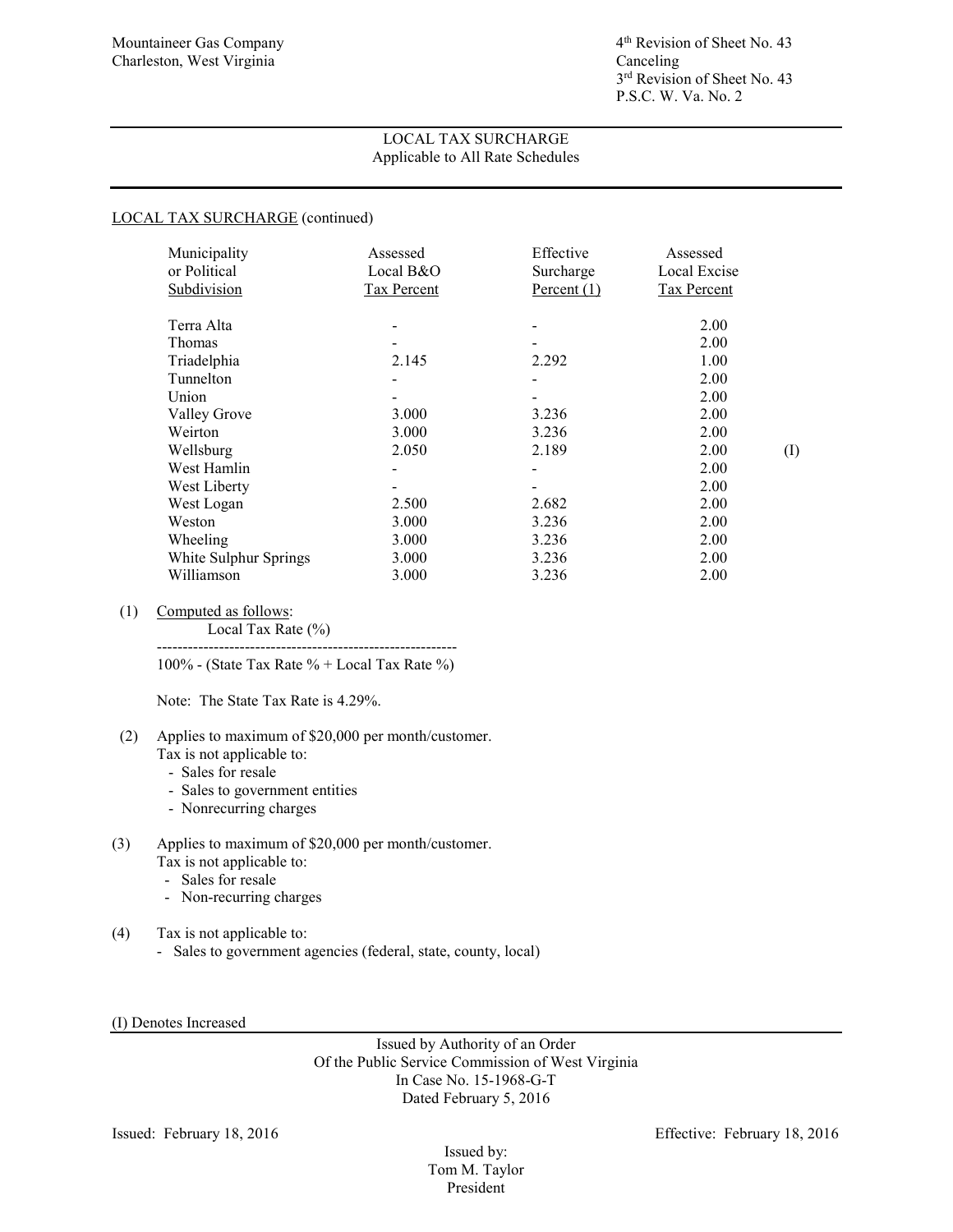Mountaineer Gas Company
Charleston, West Virginia

4th Revision of Sheet No. 43
Canceling
3rd Revision of Sheet No. 43
P.S.C. W. Va. No. 2

## LOCAL TAX SURCHARGE
Applicable to All Rate Schedules

LOCAL TAX SURCHARGE (continued)

| Municipality or Political Subdivision | Assessed Local B&O Tax Percent | Effective Surcharge Percent (1) | Assessed Local Excise Tax Percent | |
|---|---|---|---|---|
| Terra Alta | - | - | 2.00 | |
| Thomas | - | - | 2.00 | |
| Triadelphia | 2.145 | 2.292 | 1.00 | |
| Tunnelton | - | - | 2.00 | |
| Union | - | - | 2.00 | |
| Valley Grove | 3.000 | 3.236 | 2.00 | |
| Weirton | 3.000 | 3.236 | 2.00 | |
| Wellsburg | 2.050 | 2.189 | 2.00 | (I) |
| West Hamlin | - | - | 2.00 | |
| West Liberty | - | - | 2.00 | |
| West Logan | 2.500 | 2.682 | 2.00 | |
| Weston | 3.000 | 3.236 | 2.00 | |
| Wheeling | 3.000 | 3.236 | 2.00 | |
| White Sulphur Springs | 3.000 | 3.236 | 2.00 | |
| Williamson | 3.000 | 3.236 | 2.00 | |

(1) Computed as follows:

$$\frac{\text{Local Tax Rate (\%)}}{100\% - (\text{State Tax Rate \%} + \text{Local Tax Rate \%})}$$

Note: The State Tax Rate is 4.29%.

(2) Applies to maximum of $20,000 per month/customer.
Tax is not applicable to:
- Sales for resale
- Sales to government entities
- Nonrecurring charges

(3) Applies to maximum of $20,000 per month/customer.
Tax is not applicable to:
- Sales for resale
- Non-recurring charges

(4) Tax is not applicable to:
- Sales to government agencies (federal, state, county, local)

(I) Denotes Increased

Issued by Authority of an Order
Of the Public Service Commission of West Virginia
In Case No. 15-1968-G-T
Dated February 5, 2016

Issued: February 18, 2016

Effective: February 18, 2016

Issued by:
Tom M. Taylor
President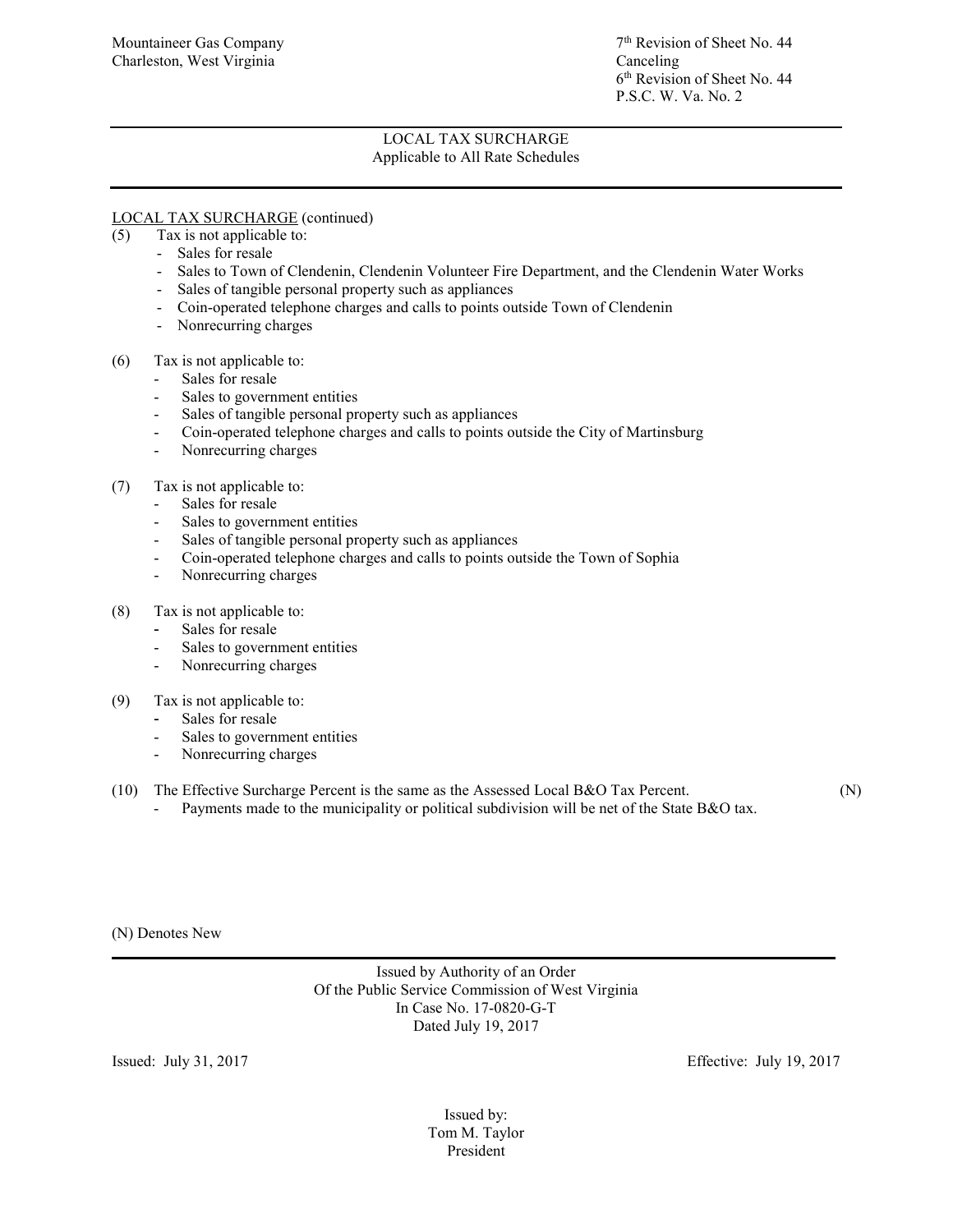Mountaineer Gas Company
Charleston, West Virginia

7th Revision of Sheet No. 44
Canceling
6th Revision of Sheet No. 44
P.S.C. W. Va. No. 2

LOCAL TAX SURCHARGE
Applicable to All Rate Schedules

LOCAL TAX SURCHARGE (continued)

(5) Tax is not applicable to:
- Sales for resale
- Sales to Town of Clendenin, Clendenin Volunteer Fire Department, and the Clendenin Water Works
- Sales of tangible personal property such as appliances
- Coin-operated telephone charges and calls to points outside Town of Clendenin
- Nonrecurring charges

(6) Tax is not applicable to:
- Sales for resale
- Sales to government entities
- Sales of tangible personal property such as appliances
- Coin-operated telephone charges and calls to points outside the City of Martinsburg
- Nonrecurring charges

(7) Tax is not applicable to:
- Sales for resale
- Sales to government entities
- Sales of tangible personal property such as appliances
- Coin-operated telephone charges and calls to points outside the Town of Sophia
- Nonrecurring charges

(8) Tax is not applicable to:
- Sales for resale
- Sales to government entities
- Nonrecurring charges

(9) Tax is not applicable to:
- Sales for resale
- Sales to government entities
- Nonrecurring charges

(10) The Effective Surcharge Percent is the same as the Assessed Local B&O Tax Percent. (N)
- Payments made to the municipality or political subdivision will be net of the State B&O tax.

(N) Denotes New

Issued by Authority of an Order
Of the Public Service Commission of West Virginia
In Case No. 17-0820-G-T
Dated July 19, 2017

Issued: July 31, 2017

Effective: July 19, 2017

Issued by:
Tom M. Taylor
President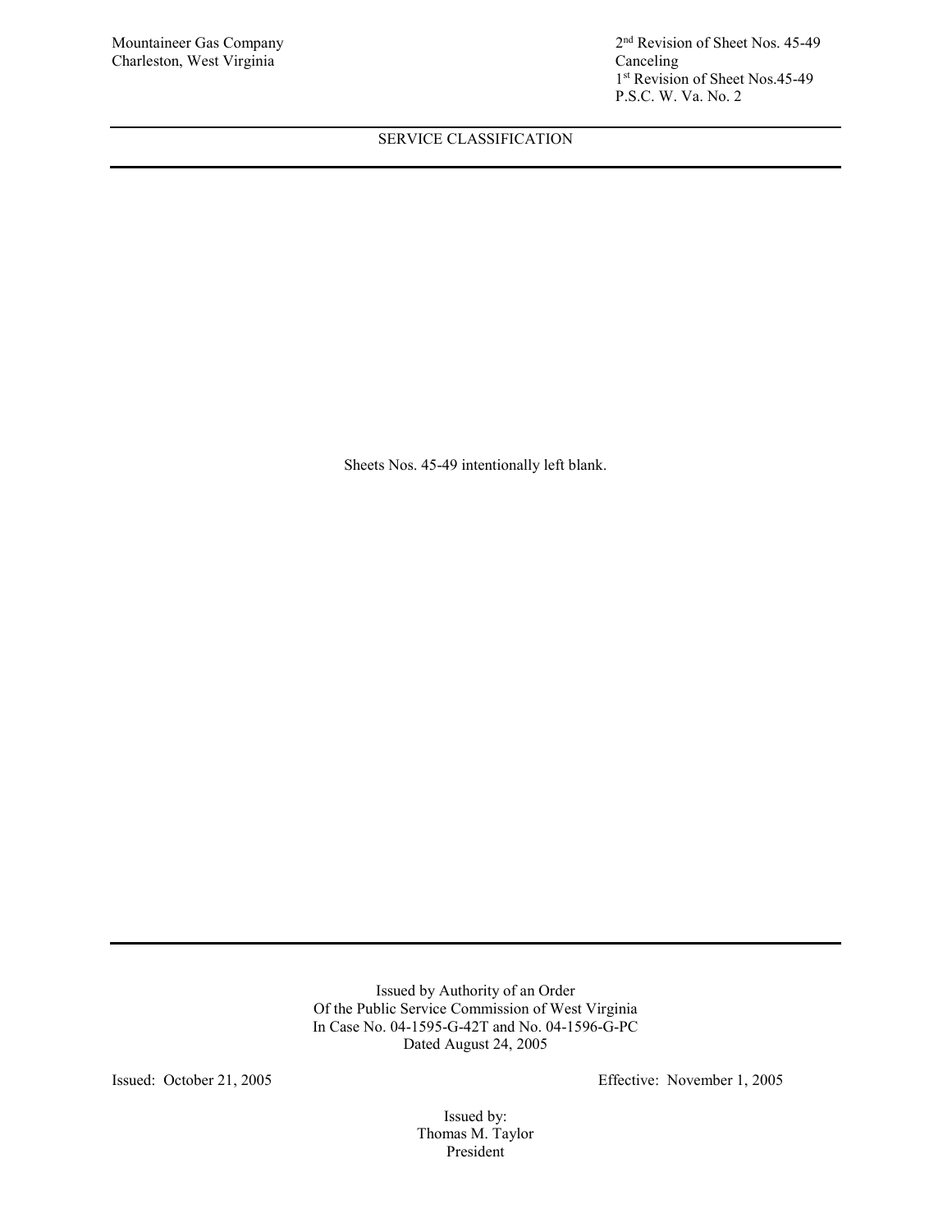Mountaineer Gas Company
Charleston, West Virginia

2nd Revision of Sheet Nos. 45-49
Canceling
1st Revision of Sheet Nos.45-49
P.S.C. W. Va. No. 2

SERVICE CLASSIFICATION

Sheets Nos. 45-49 intentionally left blank.

Issued by Authority of an Order
Of the Public Service Commission of West Virginia
In Case No. 04-1595-G-42T and No. 04-1596-G-PC
Dated August 24, 2005

Issued: October 21, 2005

Effective: November 1, 2005

Issued by:
Thomas M. Taylor
President